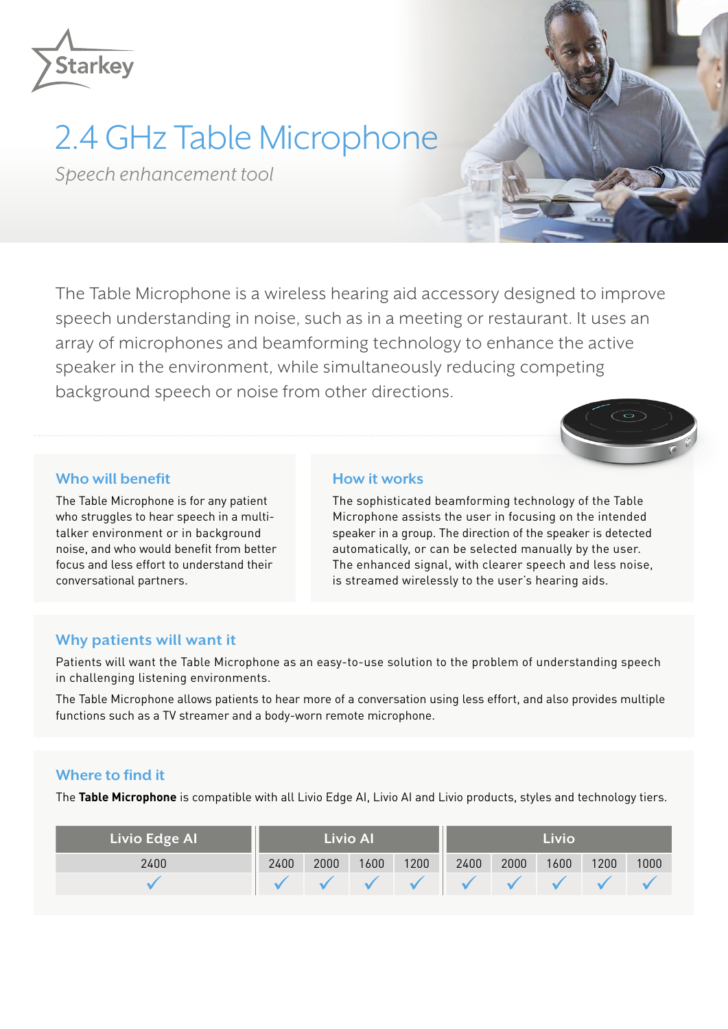Starkey

# 2.4 GHz Table Microphone

*Speech enhancement tool*

The Table Microphone is a wireless hearing aid accessory designed to improve speech understanding in noise, such as in a meeting or restaurant. It uses an array of microphones and beamforming technology to enhance the active speaker in the environment, while simultaneously reducing competing background speech or noise from other directions.

## Who will benefit

The Table Microphone is for any patient who struggles to hear speech in a multi-talker environment or in background noise, and who would benefit from better focus and less effort to understand their conversational partners.

## How it works

The sophisticated beamforming technology of the Table Microphone assists the user in focusing on the intended speaker in a group. The direction of the speaker is detected automatically, or can be selected manually by the user. The enhanced signal, with clearer speech and less noise, is streamed wirelessly to the user's hearing aids.

## Why patients will want it

Patients will want the Table Microphone as an easy-to-use solution to the problem of understanding speech in challenging listening environments.

The Table Microphone allows patients to hear more of a conversation using less effort, and also provides multiple functions such as a TV streamer and a body-worn remote microphone.

## Where to find it

The **Table Microphone** is compatible with all Livio Edge AI, Livio AI and Livio products, styles and technology tiers.

| Livio Edge AI | Livio AI | | | | Livio | | | | |
|---|---|---|---|---|---|---|---|---|---|
| 2400 | 2400 | 2000 | 1600 | 1200 | 2400 | 2000 | 1600 | 1200 | 1000 |
| ✓ | ✓ | ✓ | ✓ | ✓ | ✓ | ✓ | ✓ | ✓ | ✓ |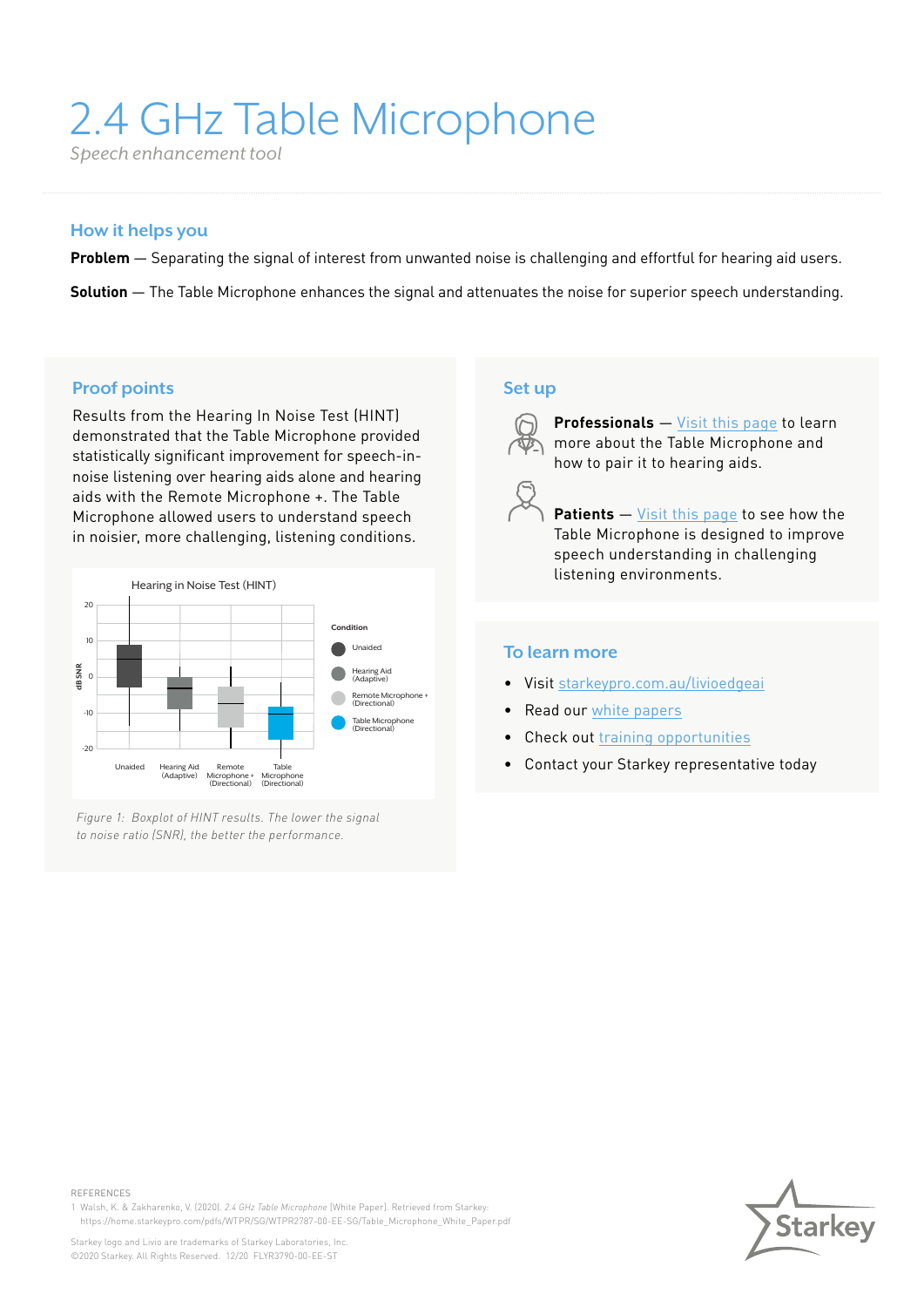# 2.4 GHz Table Microphone

*Speech enhancement tool*

## How it helps you

**Problem** — Separating the signal of interest from unwanted noise is challenging and effortful for hearing aid users.

**Solution** — The Table Microphone enhances the signal and attenuates the noise for superior speech understanding.

## Proof points

Results from the Hearing In Noise Test (HINT) demonstrated that the Table Microphone provided statistically significant improvement for speech-in-noise listening over hearing aids alone and hearing aids with the Remote Microphone +. The Table Microphone allowed users to understand speech in noisier, more challenging, listening conditions.

Hearing in Noise Test (HINT)

dB SNR

20
10
0
-10
-20

Unaided
Hearing Aid (Adaptive)
Remote Microphone + (Directional)
Table Microphone (Directional)

Condition
Unaided
Hearing Aid (Adaptive)
Remote Microphone + (Directional)
Table Microphone (Directional)

*Figure 1: Boxplot of HINT results. The lower the signal to noise ratio (SNR), the better the performance.*

## Set up

**Professionals** — Visit this page to learn more about the Table Microphone and how to pair it to hearing aids.

**Patients** — Visit this page to see how the Table Microphone is designed to improve speech understanding in challenging listening environments.

## To learn more

- Visit starkeypro.com.au/livioedgeai
- Read our white papers
- Check out training opportunities
- Contact your Starkey representative today

REFERENCES

1 Walsh, K. & Zakharenko, V. (2020). *2.4 GHz Table Microphone* [White Paper]. Retrieved from Starkey: https://home.starkeypro.com/pdfs/WTPR/SG/WTPR2787-00-EE-SG/Table_Microphone_White_Paper.pdf

Starkey logo and Livio are trademarks of Starkey Laboratories, Inc.
©2020 Starkey. All Rights Reserved. 12/20 FLYR3790-00-EE-ST